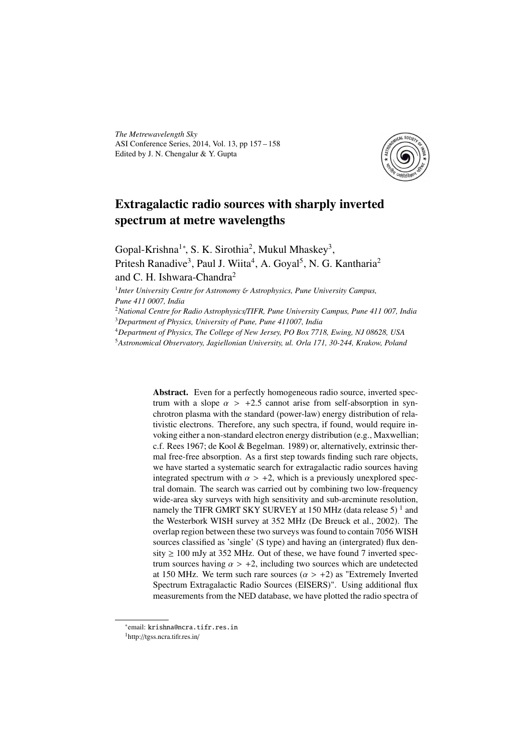# Extragalactic radio sources with sharply inverted spectrum at metre wavelengths

Gopal-Krishna[1*], S. K. Sirothia[2], Mukul Mhaskey[3], Pritesh Ranadive[3], Paul J. Wiita[4], A. Goyal[5], N. G. Kantharia[2] and C. H. Ishwara-Chandra[2]

[1]*Inter University Centre for Astronomy & Astrophysics, Pune University Campus, Pune 411 0007, India*

[2]*National Centre for Radio Astrophysics/TIFR, Pune University Campus, Pune 411 007, India*

[3]*Department of Physics, University of Pune, Pune 411007, India*

[4]*Department of Physics, The College of New Jersey, PO Box 7718, Ewing, NJ 08628, USA*

[5]*Astronomical Observatory, Jagiellonian University, ul. Orla 171, 30-244, Krakow, Poland*

**Abstract.** Even for a perfectly homogeneous radio source, inverted spectrum with a slope $\alpha > +2.5$ cannot arise from self-absorption in synchrotron plasma with the standard (power-law) energy distribution of relativistic electrons. Therefore, any such spectra, if found, would require invoking either a non-standard electron energy distribution (e.g., Maxwellian; c.f. Rees 1967; de Kool & Begelman. 1989) or, alternatively, extrinsic thermal free-free absorption. As a first step towards finding such rare objects, we have started a systematic search for extragalactic radio sources having integrated spectrum with $\alpha > +2$, which is a previously unexplored spectral domain. The search was carried out by combining two low-frequency wide-area sky surveys with high sensitivity and sub-arcminute resolution, namely the TIFR GMRT SKY SURVEY at 150 MHz (data release 5) [1] and the Westerbork WISH survey at 352 MHz (De Breuck et al., 2002). The overlap region between these two surveys was found to contain 7056 WISH sources classified as 'single' (S type) and having an (intergrated) flux density $\geq$ 100 mJy at 352 MHz. Out of these, we have found 7 inverted spectrum sources having $\alpha > +2$, including two sources which are undetected at 150 MHz. We term such rare sources ($\alpha > +2$) as "Extremely Inverted Spectrum Extragalactic Radio Sources (EISERS)". Using additional flux measurements from the NED database, we have plotted the radio spectra of

---

*email: krishna@ncra.tifr.res.in

[1]http://tgss.ncra.tifr.res.in/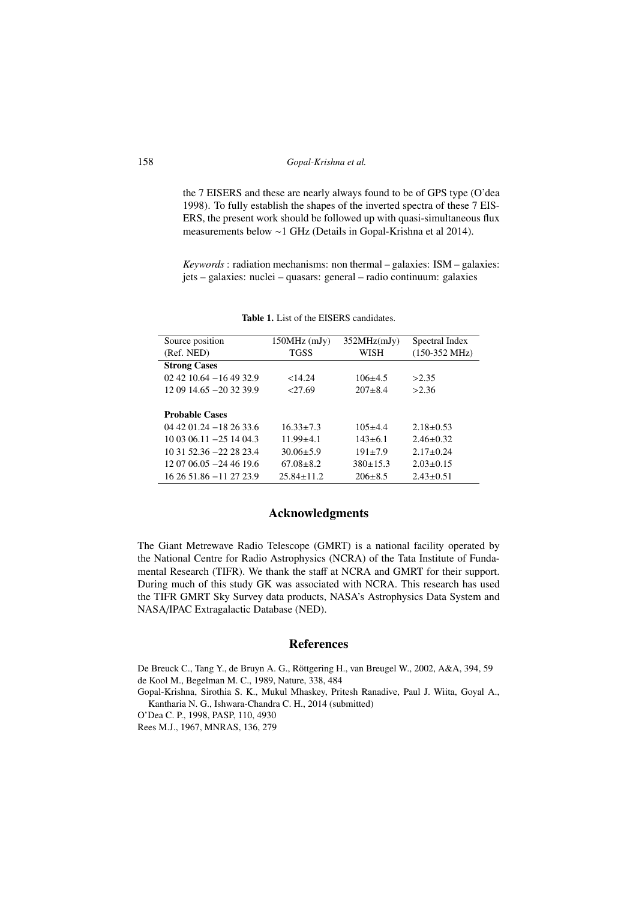the 7 EISERS and these are nearly always found to be of GPS type (O'dea 1998). To fully establish the shapes of the inverted spectra of these 7 EISERS, the present work should be followed up with quasi-simultaneous flux measurements below ∼1 GHz (Details in Gopal-Krishna et al 2014).

*Keywords* : radiation mechanisms: non thermal – galaxies: ISM – galaxies: jets – galaxies: nuclei – quasars: general – radio continuum: galaxies

**Table 1.** List of the EISERS candidates.

| Source position (Ref. NED) | 150MHz (mJy) TGSS | 352MHz(mJy) WISH | Spectral Index (150-352 MHz) |
|---|---|---|---|
| **Strong Cases** | | | |
| 02 42 10.64 −16 49 32.9 | <14.24 | 106±4.5 | >2.35 |
| 12 09 14.65 −20 32 39.9 | <27.69 | 207±8.4 | >2.36 |
| **Probable Cases** | | | |
| 04 42 01.24 −18 26 33.6 | 16.33±7.3 | 105±4.4 | 2.18±0.53 |
| 10 03 06.11 −25 14 04.3 | 11.99±4.1 | 143±6.1 | 2.46±0.32 |
| 10 31 52.36 −22 28 23.4 | 30.06±5.9 | 191±7.9 | 2.17±0.24 |
| 12 07 06.05 −24 46 19.6 | 67.08±8.2 | 380±15.3 | 2.03±0.15 |
| 16 26 51.86 −11 27 23.9 | 25.84±11.2 | 206±8.5 | 2.43±0.51 |

## Acknowledgments

The Giant Metrewave Radio Telescope (GMRT) is a national facility operated by the National Centre for Radio Astrophysics (NCRA) of the Tata Institute of Fundamental Research (TIFR). We thank the staff at NCRA and GMRT for their support. During much of this study GK was associated with NCRA. This research has used the TIFR GMRT Sky Survey data products, NASA's Astrophysics Data System and NASA/IPAC Extragalactic Database (NED).

## References

De Breuck C., Tang Y., de Bruyn A. G., Röttgering H., van Breugel W., 2002, A&A, 394, 59

de Kool M., Begelman M. C., 1989, Nature, 338, 484

Gopal-Krishna, Sirothia S. K., Mukul Mhaskey, Pritesh Ranadive, Paul J. Wiita, Goyal A., Kantharia N. G., Ishwara-Chandra C. H., 2014 (submitted)

O'Dea C. P., 1998, PASP, 110, 4930

Rees M.J., 1967, MNRAS, 136, 279